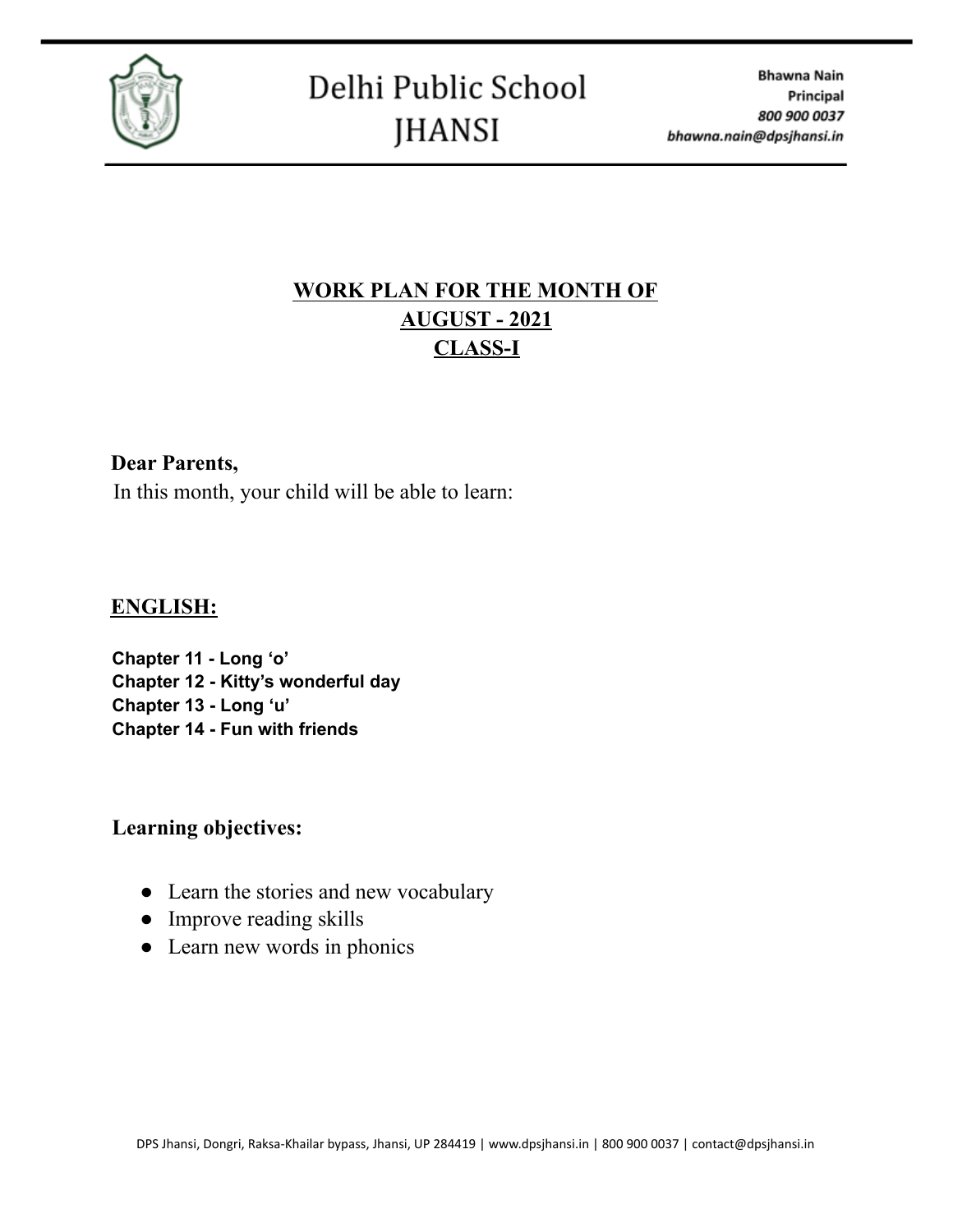Delhi Public School
JHANSI

Bhawna Nain
Principal
800 900 0037
bhawna.nain@dpsjhansi.in

# WORK PLAN FOR THE MONTH OF AUGUST - 2021 CLASS-I

**Dear Parents,**

In this month, your child will be able to learn:

## ENGLISH:

**Chapter 11 - Long 'o'**
**Chapter 12 - Kitty's wonderful day**
**Chapter 13 - Long 'u'**
**Chapter 14 - Fun with friends**

**Learning objectives:**

- Learn the stories and new vocabulary
- Improve reading skills
- Learn new words in phonics

DPS Jhansi, Dongri, Raksa-Khailar bypass, Jhansi, UP 284419 | www.dpsjhansi.in | 800 900 0037 | contact@dpsjhansi.in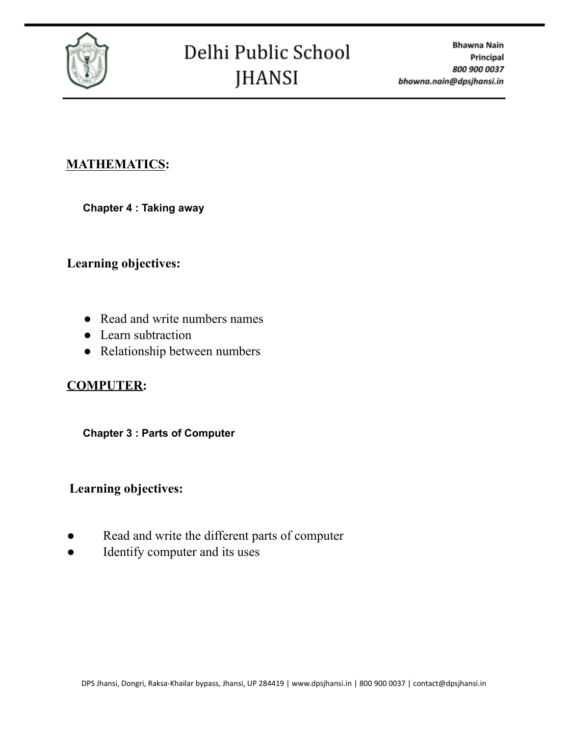## MATHEMATICS:

**Chapter 4 : Taking away**

### Learning objectives:

- Read and write numbers names
- Learn subtraction
- Relationship between numbers

## COMPUTER:

**Chapter 3 : Parts of Computer**

### Learning objectives:

- Read and write the different parts of computer
- Identify computer and its uses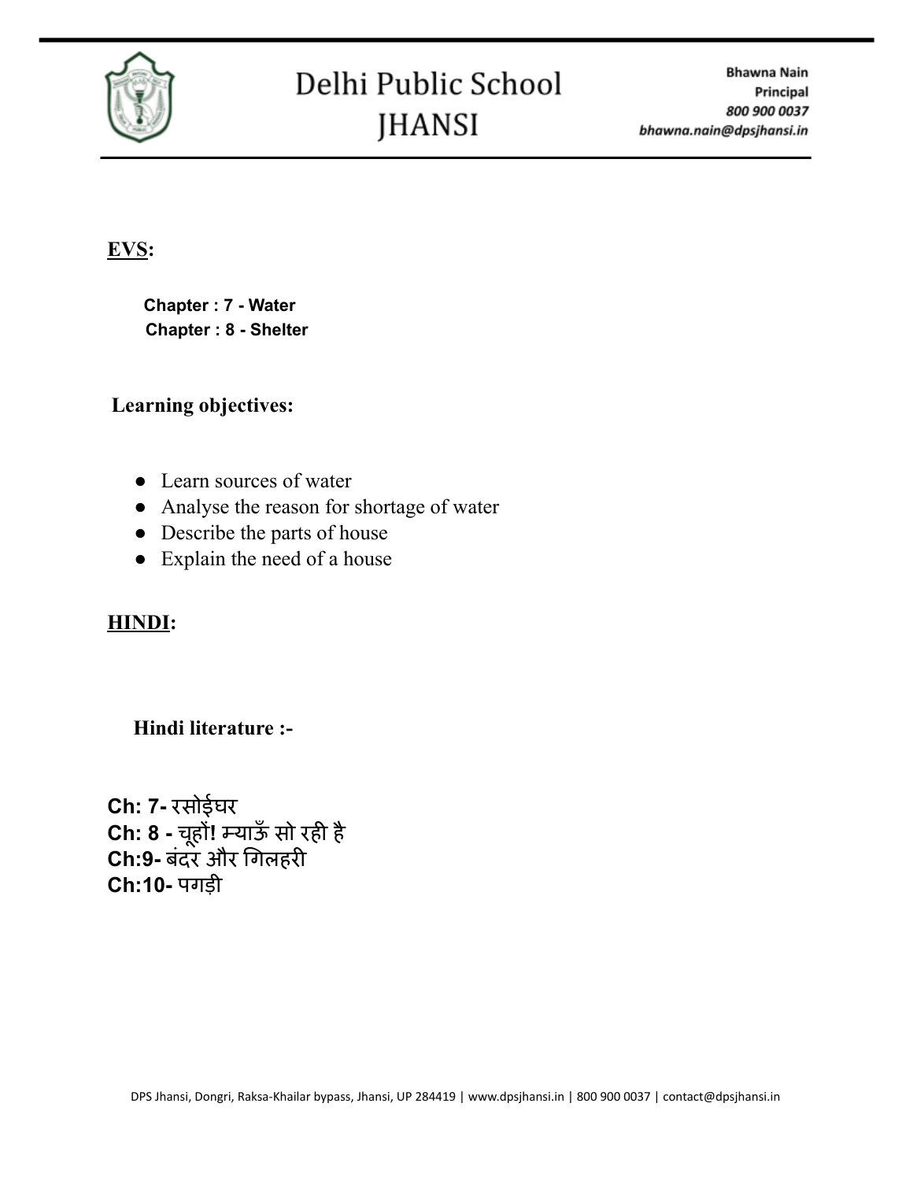**EVS:**

**Chapter : 7 - Water**
**Chapter : 8 - Shelter**

**Learning objectives:**

- Learn sources of water
- Analyse the reason for shortage of water
- Describe the parts of house
- Explain the need of a house

**HINDI:**

**Hindi literature :-**

**Ch: 7-** रसोईघर
**Ch: 8 -** चूहों! म्याऊँ सो रही है
**Ch:9-** बंदर और गिलहरी
**Ch:10-** पगड़ी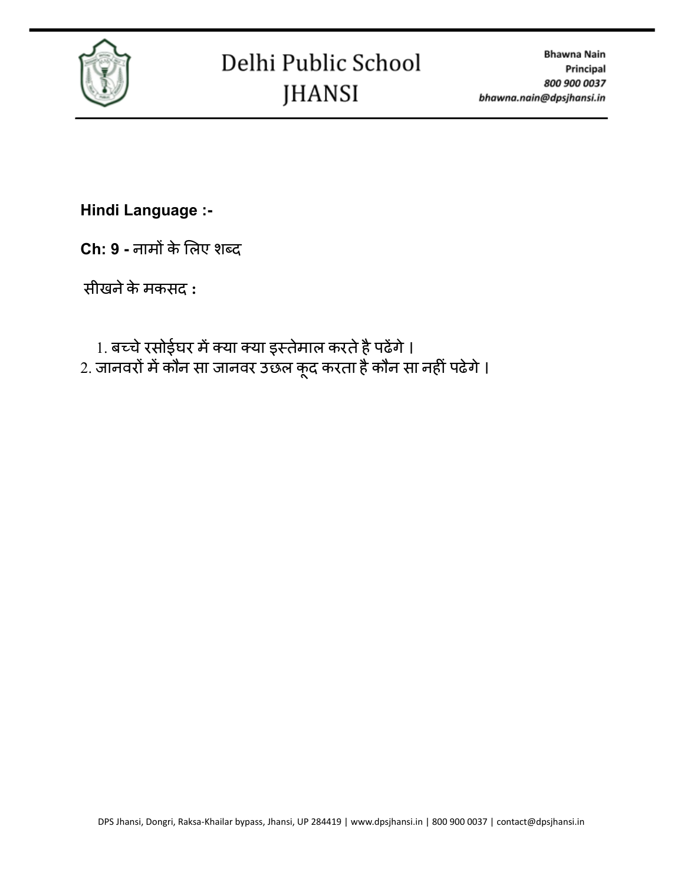**Hindi Language :-**

**Ch: 9 -** नामों के लिए शब्द

सीखने के मकसद **:**

1. बच्चे रसोईघर में क्या क्या इस्तेमाल करते है पढेंगे ।
2. जानवरों में कौन सा जानवर उछल कूद करता है कौन सा नहीं पढेगे ।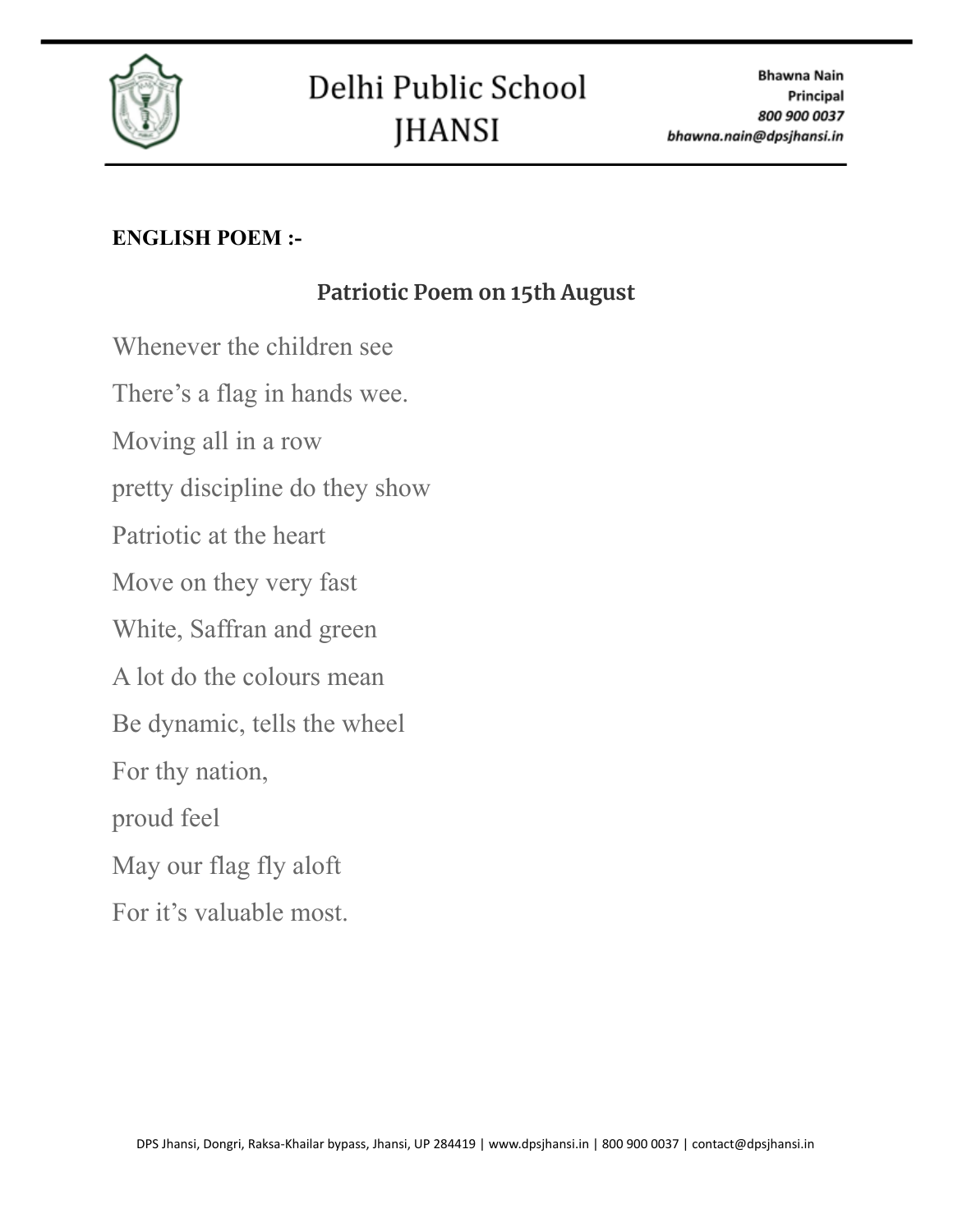**ENGLISH POEM :-**

## Patriotic Poem on 15th August

Whenever the children see

There's a flag in hands wee.

Moving all in a row

pretty discipline do they show

Patriotic at the heart

Move on they very fast

White, Saffran and green

A lot do the colours mean

Be dynamic, tells the wheel

For thy nation,

proud feel

May our flag fly aloft

For it's valuable most.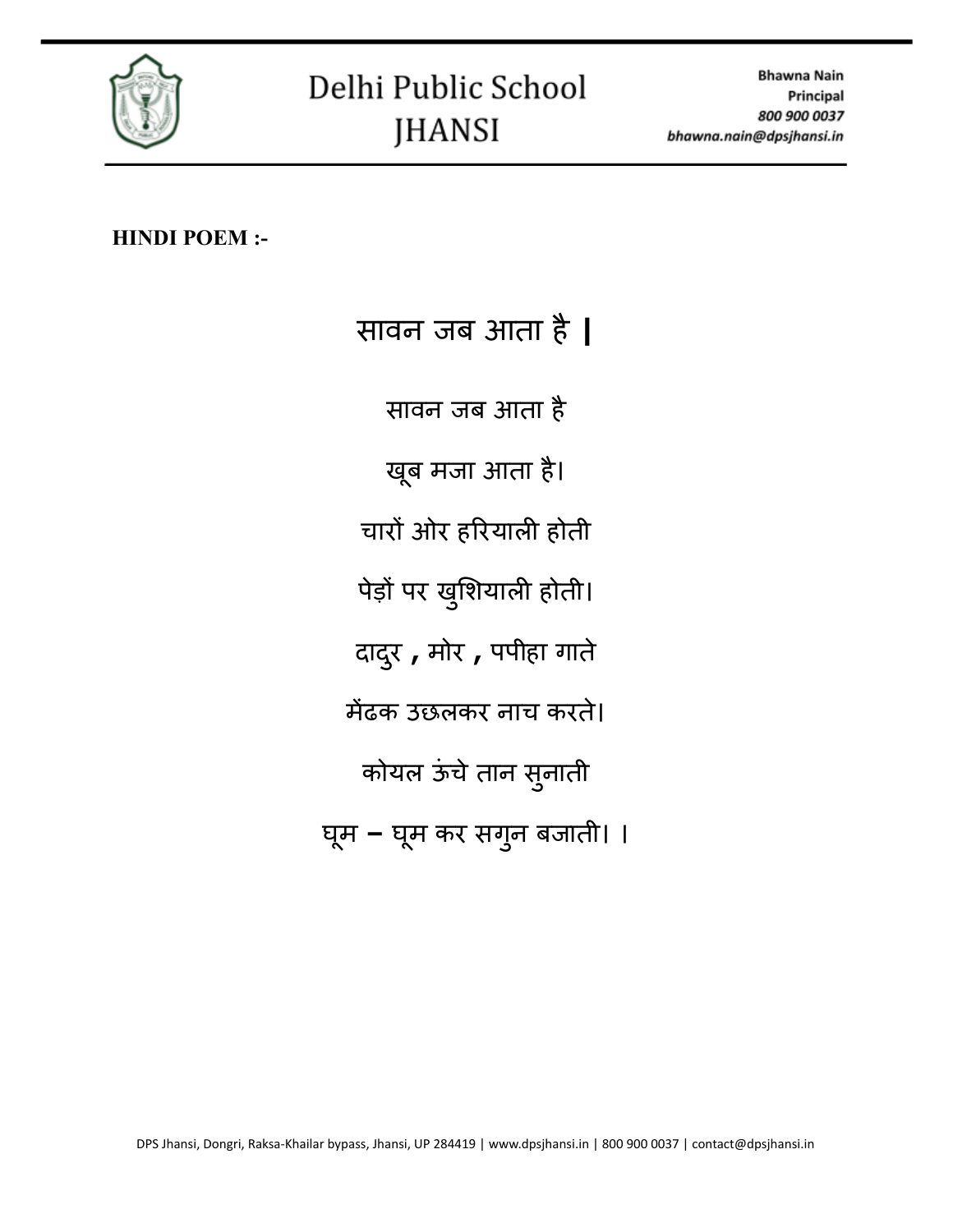**HINDI POEM :-**

# सावन जब आता है |

सावन जब आता है

खूब मजा आता है।

चारों ओर हरियाली होती

पेड़ों पर खुशियाली होती।

दादुर , मोर , पपीहा गाते

मेंढक उछलकर नाच करते।

कोयल ऊंचे तान सुनाती

घूम – घूम कर सगुन बजाती। ।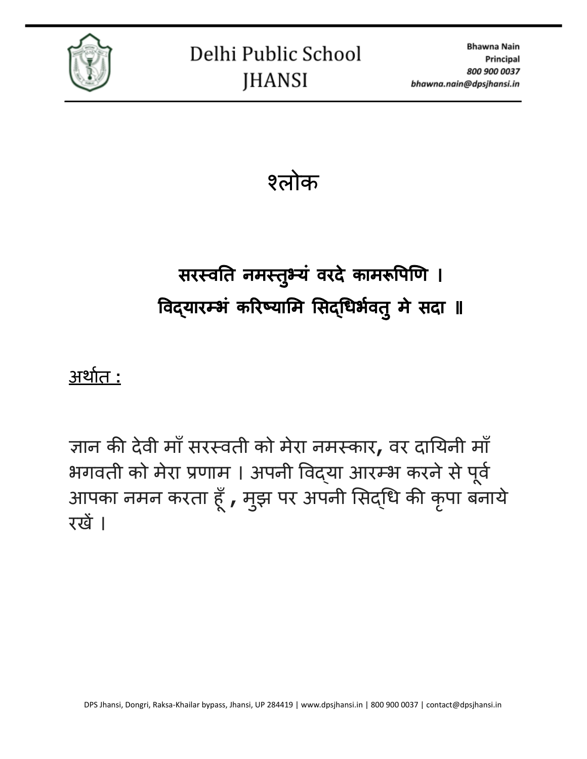# श्लोक

**सरस्वति नमस्तुभ्यं वरदे कामरूपिणि ।**
**विद्यारम्भं करिष्यामि सिद्धिर्भवतु मे सदा ॥**

<u>अर्थात :</u>

ज्ञान की देवी माँ सरस्वती को मेरा नमस्कार, वर दायिनी माँ भगवती को मेरा प्रणाम । अपनी विद्या आरम्भ करने से पूर्व आपका नमन करता हूँ , मुझ पर अपनी सिद्धि की कृपा बनाये रखें ।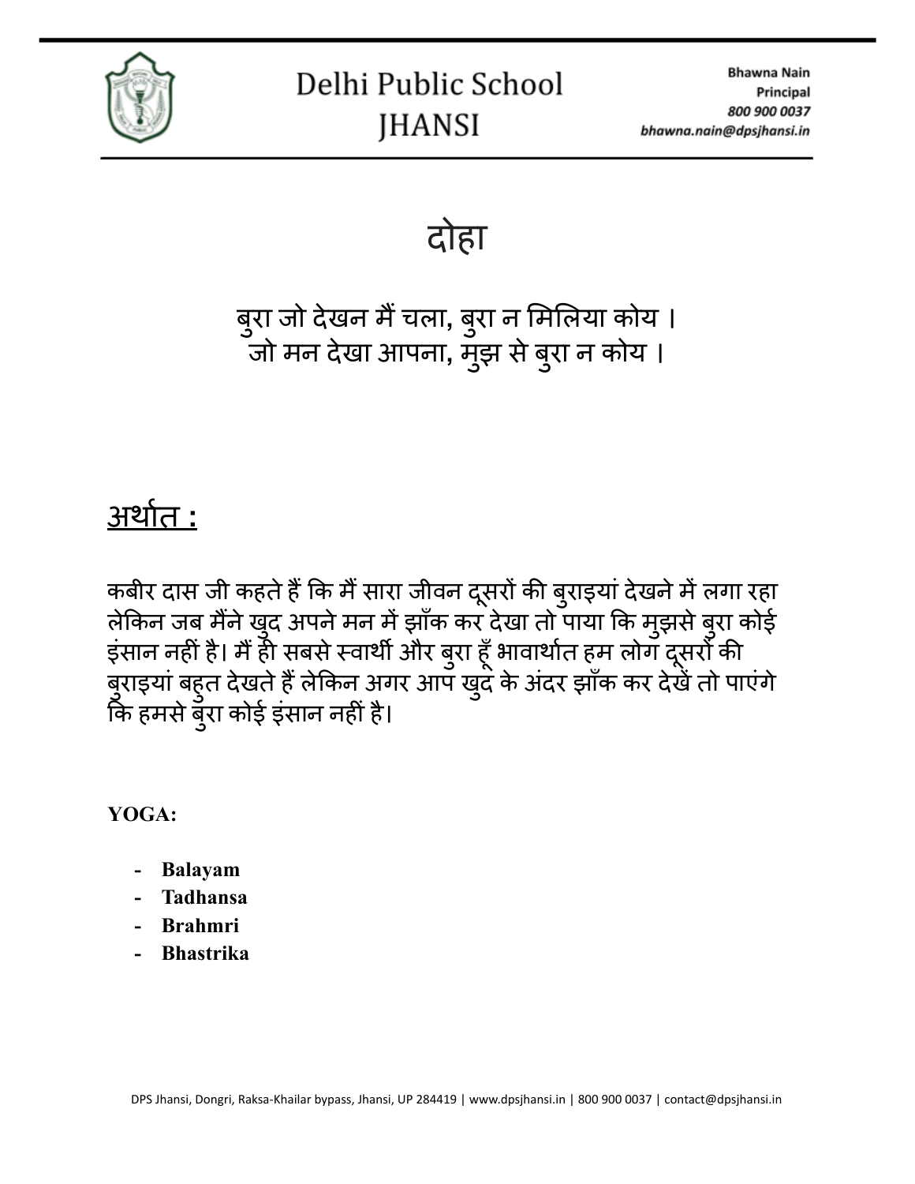# दोहा

बुरा जो देखन मैं चला, बुरा न मिलिया कोय ।  
जो मन देखा आपना, मुझ से बुरा न कोय ।

## अर्थात :

कबीर दास जी कहते हैं कि मैं सारा जीवन दूसरों की बुराइयां देखने में लगा रहा लेकिन जब मैंने खुद अपने मन में झाँक कर देखा तो पाया कि मुझसे बुरा कोई इंसान नहीं है। मैं ही सबसे स्वार्थी और बुरा हूँ भावार्थात हम लोग दूसरों की बुराइयां बहुत देखते हैं लेकिन अगर आप खुद के अंदर झाँक कर देखें तो पाएंगे कि हमसे बुरा कोई इंसान नहीं है।

**YOGA:**

- **Balayam**
- **Tadhansa**
- **Brahmri**
- **Bhastrika**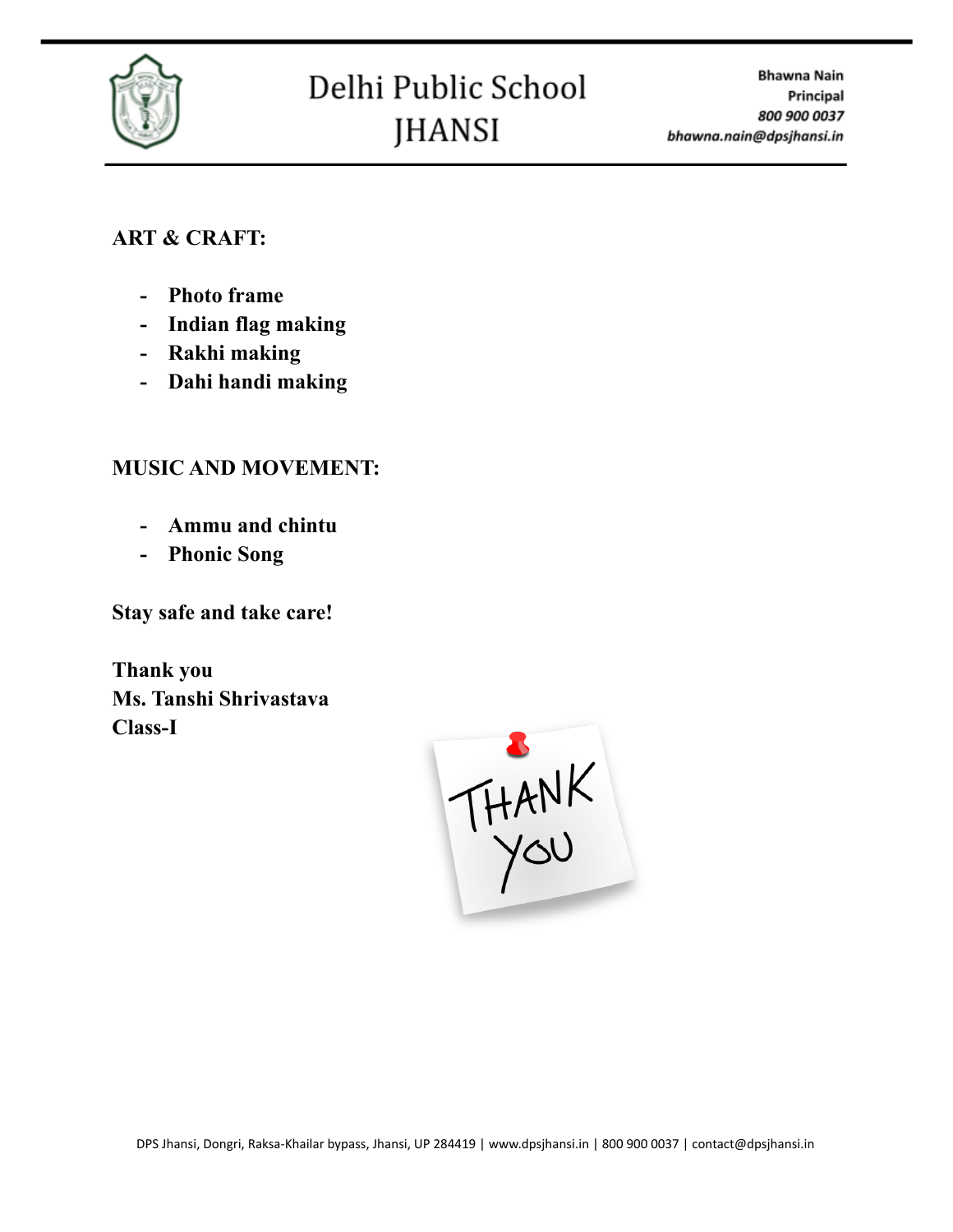**ART & CRAFT:**

- **Photo frame**
- **Indian flag making**
- **Rakhi making**
- **Dahi handi making**

**MUSIC AND MOVEMENT:**

- **Ammu and chintu**
- **Phonic Song**

**Stay safe and take care!**

**Thank you**
**Ms. Tanshi Shrivastava**
**Class-I**